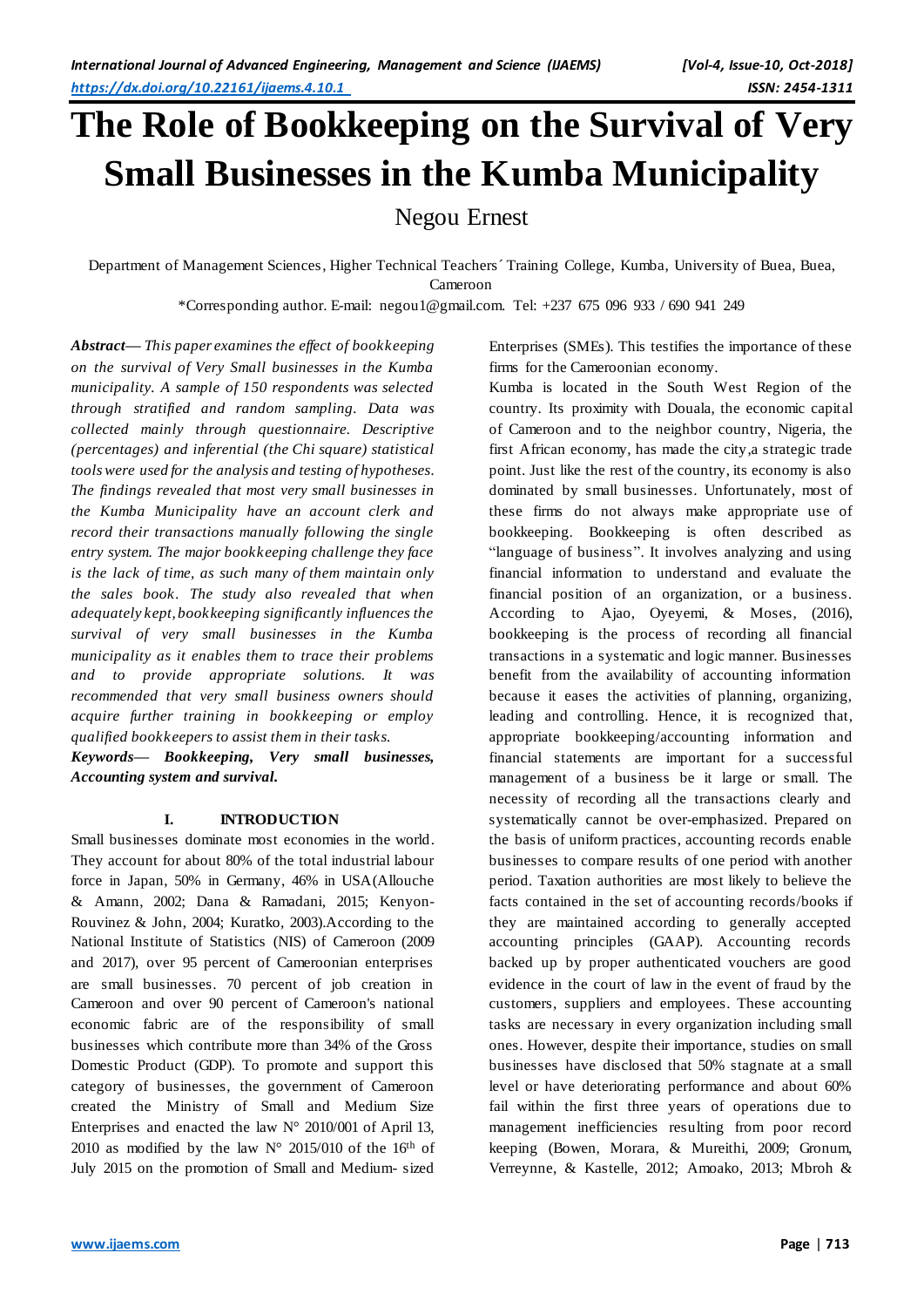# The Role of Bookkeeping on the Survival of Very Small Businesses in the Kumba Municipality

Negou Ernest

Department of Management Sciences, Higher Technical Teachers´ Training College, Kumba, University of Buea, Buea, Cameroon

*Corresponding author. E-mail: negou1@gmail.com. Tel: +237 675 096 933 / 690 941 249

***Abstract*** — *This paper examines the effect of bookkeeping on the survival of Very Small businesses in the Kumba municipality. A sample of 150 respondents was selected through stratified and random sampling. Data was collected mainly through questionnaire. Descriptive (percentages) and inferential (the Chi square) statistical tools were used for the analysis and testing of hypotheses. The findings revealed that most very small businesses in the Kumba Municipality have an account clerk and record their transactions manually following the single entry system. The major bookkeeping challenge they face is the lack of time, as such many of them maintain only the sales book. The study also revealed that when adequately kept, bookkeeping significantly influences the survival of very small businesses in the Kumba municipality as it enables them to trace their problems and to provide appropriate solutions. It was recommended that very small business owners should acquire further training in bookkeeping or employ qualified bookkeepers to assist them in their tasks.*

***Keywords— Bookkeeping, Very small businesses, Accounting system and survival.***

## I. INTRODUCTION

Small businesses dominate most economies in the world. They account for about 80% of the total industrial labour force in Japan, 50% in Germany, 46% in USA(Allouche & Amann, 2002; Dana & Ramadani, 2015; Kenyon-Rouvinez & John, 2004; Kuratko, 2003).According to the National Institute of Statistics (NIS) of Cameroon (2009 and 2017), over 95 percent of Cameroonian enterprises are small businesses. 70 percent of job creation in Cameroon and over 90 percent of Cameroon's national economic fabric are of the responsibility of small businesses which contribute more than 34% of the Gross Domestic Product (GDP). To promote and support this category of businesses, the government of Cameroon created the Ministry of Small and Medium Size Enterprises and enacted the law N° 2010/001 of April 13, 2010 as modified by the law N° 2015/010 of the 16th of July 2015 on the promotion of Small and Medium- sized Enterprises (SMEs). This testifies the importance of these firms for the Cameroonian economy.

Kumba is located in the South West Region of the country. Its proximity with Douala, the economic capital of Cameroon and to the neighbor country, Nigeria, the first African economy, has made the city,a strategic trade point. Just like the rest of the country, its economy is also dominated by small businesses. Unfortunately, most of these firms do not always make appropriate use of bookkeeping. Bookkeeping is often described as "language of business". It involves analyzing and using financial information to understand and evaluate the financial position of an organization, or a business. According to Ajao, Oyeyemi, & Moses, (2016), bookkeeping is the process of recording all financial transactions in a systematic and logic manner. Businesses benefit from the availability of accounting information because it eases the activities of planning, organizing, leading and controlling. Hence, it is recognized that, appropriate bookkeeping/accounting information and financial statements are important for a successful management of a business be it large or small. The necessity of recording all the transactions clearly and systematically cannot be over-emphasized. Prepared on the basis of uniform practices, accounting records enable businesses to compare results of one period with another period. Taxation authorities are most likely to believe the facts contained in the set of accounting records/books if they are maintained according to generally accepted accounting principles (GAAP). Accounting records backed up by proper authenticated vouchers are good evidence in the court of law in the event of fraud by the customers, suppliers and employees. These accounting tasks are necessary in every organization including small ones. However, despite their importance, studies on small businesses have disclosed that 50% stagnate at a small level or have deteriorating performance and about 60% fail within the first three years of operations due to management inefficiencies resulting from poor record keeping (Bowen, Morara, & Mureithi, 2009; Gronum, Verreynne, & Kastelle, 2012; Amoako, 2013; Mbroh &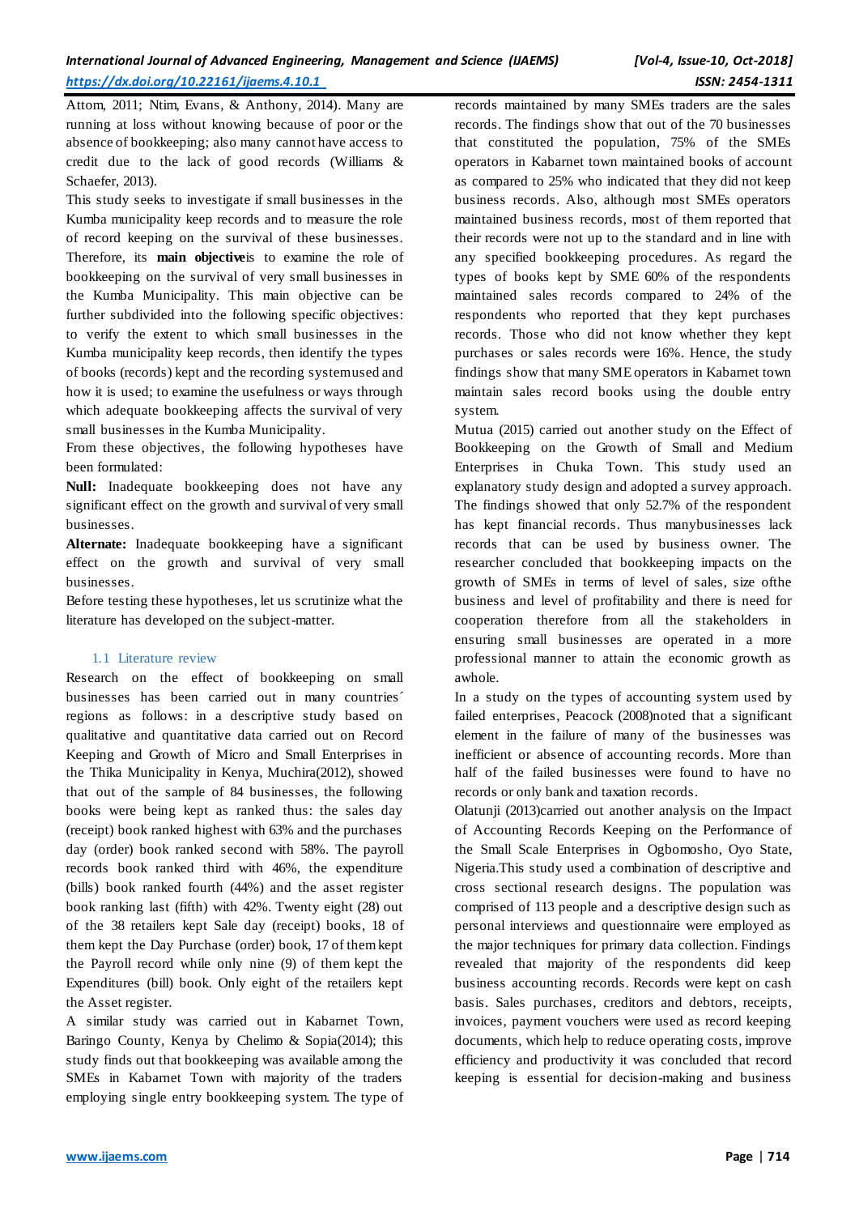Attom, 2011; Ntim, Evans, & Anthony, 2014). Many are running at loss without knowing because of poor or the absence of bookkeeping; also many cannot have access to credit due to the lack of good records (Williams & Schaefer, 2013).

This study seeks to investigate if small businesses in the Kumba municipality keep records and to measure the role of record keeping on the survival of these businesses. Therefore, its **main objective**is to examine the role of bookkeeping on the survival of very small businesses in the Kumba Municipality. This main objective can be further subdivided into the following specific objectives: to verify the extent to which small businesses in the Kumba municipality keep records, then identify the types of books (records) kept and the recording systemused and how it is used; to examine the usefulness or ways through which adequate bookkeeping affects the survival of very small businesses in the Kumba Municipality.

From these objectives, the following hypotheses have been formulated:

**Null:** Inadequate bookkeeping does not have any significant effect on the growth and survival of very small businesses.

**Alternate:** Inadequate bookkeeping have a significant effect on the growth and survival of very small businesses.

Before testing these hypotheses, let us scrutinize what the literature has developed on the subject-matter.

## 1.1 Literature review

Research on the effect of bookkeeping on small businesses has been carried out in many countries´ regions as follows: in a descriptive study based on qualitative and quantitative data carried out on Record Keeping and Growth of Micro and Small Enterprises in the Thika Municipality in Kenya, Muchira(2012), showed that out of the sample of 84 businesses, the following books were being kept as ranked thus: the sales day (receipt) book ranked highest with 63% and the purchases day (order) book ranked second with 58%. The payroll records book ranked third with 46%, the expenditure (bills) book ranked fourth (44%) and the asset register book ranking last (fifth) with 42%. Twenty eight (28) out of the 38 retailers kept Sale day (receipt) books, 18 of them kept the Day Purchase (order) book, 17 of them kept the Payroll record while only nine (9) of them kept the Expenditures (bill) book. Only eight of the retailers kept the Asset register.

A similar study was carried out in Kabarnet Town, Baringo County, Kenya by Chelimo & Sopia(2014); this study finds out that bookkeeping was available among the SMEs in Kabarnet Town with majority of the traders employing single entry bookkeeping system. The type of records maintained by many SMEs traders are the sales records. The findings show that out of the 70 businesses that constituted the population, 75% of the SMEs operators in Kabarnet town maintained books of account as compared to 25% who indicated that they did not keep business records. Also, although most SMEs operators maintained business records, most of them reported that their records were not up to the standard and in line with any specified bookkeeping procedures. As regard the types of books kept by SME 60% of the respondents maintained sales records compared to 24% of the respondents who reported that they kept purchases records. Those who did not know whether they kept purchases or sales records were 16%. Hence, the study findings show that many SME operators in Kabarnet town maintain sales record books using the double entry system.

Mutua (2015) carried out another study on the Effect of Bookkeeping on the Growth of Small and Medium Enterprises in Chuka Town. This study used an explanatory study design and adopted a survey approach. The findings showed that only 52.7% of the respondent has kept financial records. Thus manybusinesses lack records that can be used by business owner. The researcher concluded that bookkeeping impacts on the growth of SMEs in terms of level of sales, size ofthe business and level of profitability and there is need for cooperation therefore from all the stakeholders in ensuring small businesses are operated in a more professional manner to attain the economic growth as awhole.

In a study on the types of accounting system used by failed enterprises, Peacock (2008)noted that a significant element in the failure of many of the businesses was inefficient or absence of accounting records. More than half of the failed businesses were found to have no records or only bank and taxation records.

Olatunji (2013)carried out another analysis on the Impact of Accounting Records Keeping on the Performance of the Small Scale Enterprises in Ogbomosho, Oyo State, Nigeria.This study used a combination of descriptive and cross sectional research designs. The population was comprised of 113 people and a descriptive design such as personal interviews and questionnaire were employed as the major techniques for primary data collection. Findings revealed that majority of the respondents did keep business accounting records. Records were kept on cash basis. Sales purchases, creditors and debtors, receipts, invoices, payment vouchers were used as record keeping documents, which help to reduce operating costs, improve efficiency and productivity it was concluded that record keeping is essential for decision-making and business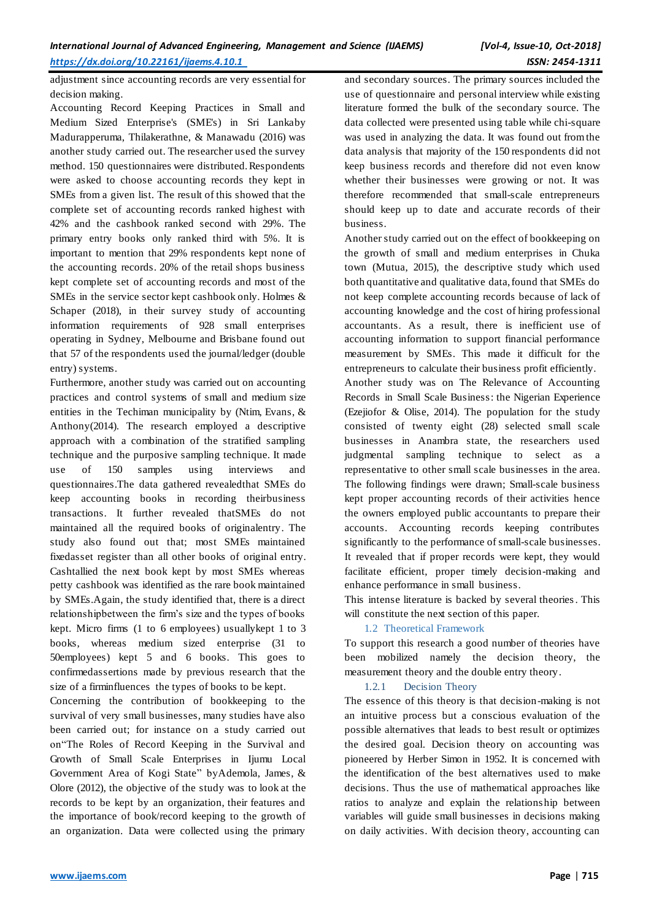adjustment since accounting records are very essential for decision making.

Accounting Record Keeping Practices in Small and Medium Sized Enterprise's (SME's) in Sri Lankaby Madurapperuma, Thilakerathne, & Manawadu (2016) was another study carried out. The researcher used the survey method. 150 questionnaires were distributed. Respondents were asked to choose accounting records they kept in SMEs from a given list. The result of this showed that the complete set of accounting records ranked highest with 42% and the cashbook ranked second with 29%. The primary entry books only ranked third with 5%. It is important to mention that 29% respondents kept none of the accounting records. 20% of the retail shops business kept complete set of accounting records and most of the SMEs in the service sector kept cashbook only. Holmes & Schaper (2018), in their survey study of accounting information requirements of 928 small enterprises operating in Sydney, Melbourne and Brisbane found out that 57 of the respondents used the journal/ledger (double entry) systems.

Furthermore, another study was carried out on accounting practices and control systems of small and medium size entities in the Techiman municipality by (Ntim, Evans, & Anthony(2014). The research employed a descriptive approach with a combination of the stratified sampling technique and the purposive sampling technique. It made use of 150 samples using interviews and questionnaires.The data gathered revealedthat SMEs do keep accounting books in recording theirbusiness transactions. It further revealed thatSMEs do not maintained all the required books of originalentry. The study also found out that; most SMEs maintained fixedasset register than all other books of original entry. Cashtallied the next book kept by most SMEs whereas petty cashbook was identified as the rare book maintained by SMEs.Again, the study identified that, there is a direct relationshipbetween the firm's size and the types of books kept. Micro firms (1 to 6 employees) usuallykept 1 to 3 books, whereas medium sized enterprise (31 to 50employees) kept 5 and 6 books. This goes to confirmedassertions made by previous research that the size of a firminfluences the types of books to be kept.

Concerning the contribution of bookkeeping to the survival of very small businesses, many studies have also been carried out; for instance on a study carried out on"The Roles of Record Keeping in the Survival and Growth of Small Scale Enterprises in Ijumu Local Government Area of Kogi State" byAdemola, James, & Olore (2012), the objective of the study was to look at the records to be kept by an organization, their features and the importance of book/record keeping to the growth of an organization. Data were collected using the primary and secondary sources. The primary sources included the use of questionnaire and personal interview while existing literature formed the bulk of the secondary source. The data collected were presented using table while chi-square was used in analyzing the data. It was found out from the data analysis that majority of the 150 respondents did not keep business records and therefore did not even know whether their businesses were growing or not. It was therefore recommended that small-scale entrepreneurs should keep up to date and accurate records of their business.

Another study carried out on the effect of bookkeeping on the growth of small and medium enterprises in Chuka town (Mutua, 2015), the descriptive study which used both quantitative and qualitative data, found that SMEs do not keep complete accounting records because of lack of accounting knowledge and the cost of hiring professional accountants. As a result, there is inefficient use of accounting information to support financial performance measurement by SMEs. This made it difficult for the entrepreneurs to calculate their business profit efficiently.

Another study was on The Relevance of Accounting Records in Small Scale Business: the Nigerian Experience (Ezejiofor & Olise, 2014). The population for the study consisted of twenty eight (28) selected small scale businesses in Anambra state, the researchers used judgmental sampling technique to select as a representative to other small scale businesses in the area. The following findings were drawn; Small-scale business kept proper accounting records of their activities hence the owners employed public accountants to prepare their accounts. Accounting records keeping contributes significantly to the performance of small-scale businesses. It revealed that if proper records were kept, they would facilitate efficient, proper timely decision-making and enhance performance in small business.

This intense literature is backed by several theories. This will constitute the next section of this paper.

## 1.2 Theoretical Framework

To support this research a good number of theories have been mobilized namely the decision theory, the measurement theory and the double entry theory.

### 1.2.1 Decision Theory

The essence of this theory is that decision-making is not an intuitive process but a conscious evaluation of the possible alternatives that leads to best result or optimizes the desired goal. Decision theory on accounting was pioneered by Herber Simon in 1952. It is concerned with the identification of the best alternatives used to make decisions. Thus the use of mathematical approaches like ratios to analyze and explain the relationship between variables will guide small businesses in decisions making on daily activities. With decision theory, accounting can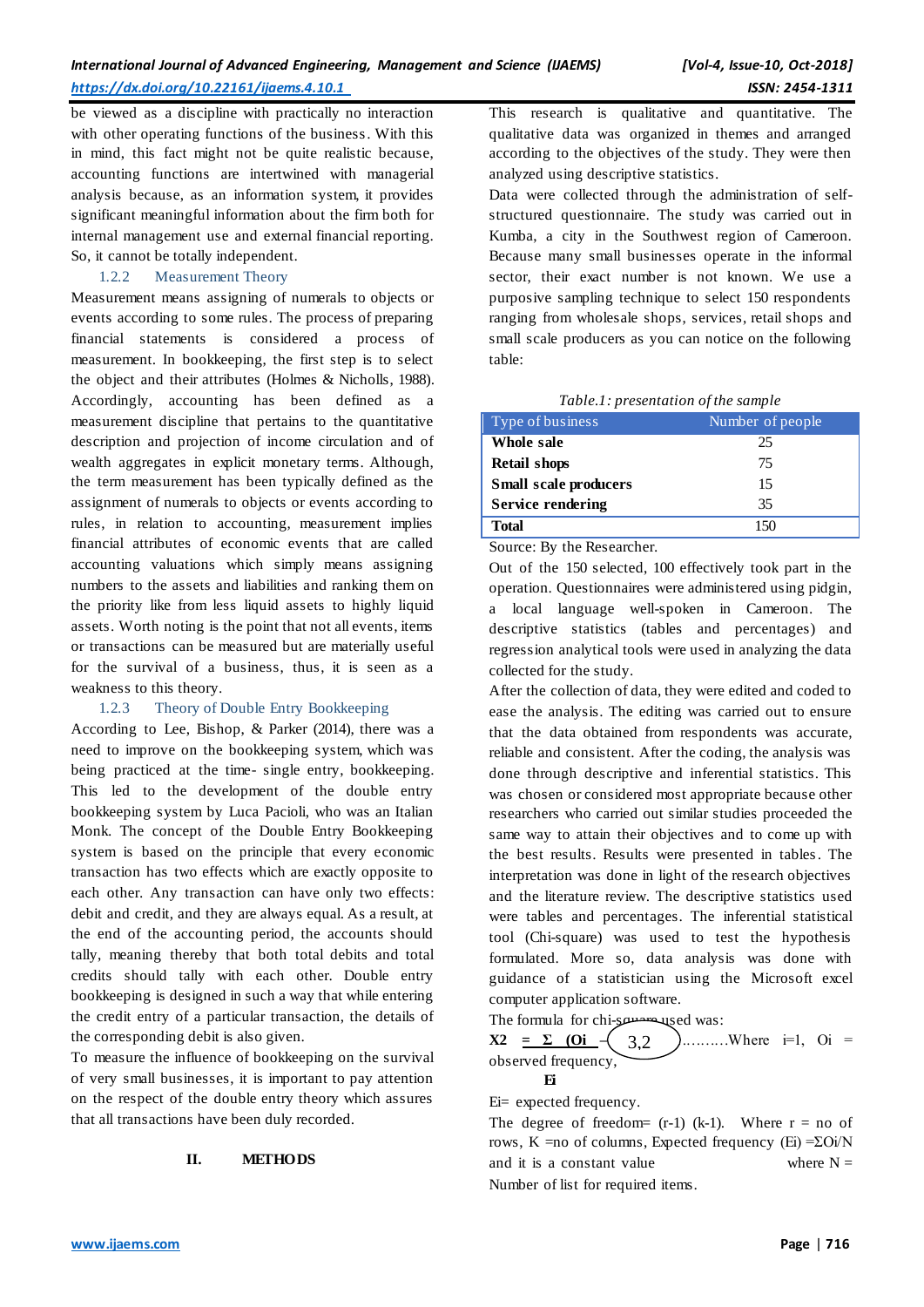be viewed as a discipline with practically no interaction with other operating functions of the business. With this in mind, this fact might not be quite realistic because, accounting functions are intertwined with managerial analysis because, as an information system, it provides significant meaningful information about the firm both for internal management use and external financial reporting. So, it cannot be totally independent.

### 1.2.2 Measurement Theory

Measurement means assigning of numerals to objects or events according to some rules. The process of preparing financial statements is considered a process of measurement. In bookkeeping, the first step is to select the object and their attributes (Holmes & Nicholls, 1988). Accordingly, accounting has been defined as a measurement discipline that pertains to the quantitative description and projection of income circulation and of wealth aggregates in explicit monetary terms. Although, the term measurement has been typically defined as the assignment of numerals to objects or events according to rules, in relation to accounting, measurement implies financial attributes of economic events that are called accounting valuations which simply means assigning numbers to the assets and liabilities and ranking them on the priority like from less liquid assets to highly liquid assets. Worth noting is the point that not all events, items or transactions can be measured but are materially useful for the survival of a business, thus, it is seen as a weakness to this theory.

### 1.2.3 Theory of Double Entry Bookkeeping

According to Lee, Bishop, & Parker (2014), there was a need to improve on the bookkeeping system, which was being practiced at the time- single entry, bookkeeping. This led to the development of the double entry bookkeeping system by Luca Pacioli, who was an Italian Monk. The concept of the Double Entry Bookkeeping system is based on the principle that every economic transaction has two effects which are exactly opposite to each other. Any transaction can have only two effects: debit and credit, and they are always equal. As a result, at the end of the accounting period, the accounts should tally, meaning thereby that both total debits and total credits should tally with each other. Double entry bookkeeping is designed in such a way that while entering the credit entry of a particular transaction, the details of the corresponding debit is also given.

To measure the influence of bookkeeping on the survival of very small businesses, it is important to pay attention on the respect of the double entry theory which assures that all transactions have been duly recorded.

## II. METHODS

This research is qualitative and quantitative. The qualitative data was organized in themes and arranged according to the objectives of the study. They were then analyzed using descriptive statistics.

Data were collected through the administration of self-structured questionnaire. The study was carried out in Kumba, a city in the Southwest region of Cameroon. Because many small businesses operate in the informal sector, their exact number is not known. We use a purposive sampling technique to select 150 respondents ranging from wholesale shops, services, retail shops and small scale producers as you can notice on the following table:

*Table.1: presentation of the sample*

| Type of business | Number of people |
|---|---|
| **Whole sale** | 25 |
| **Retail shops** | 75 |
| **Small scale producers** | 15 |
| **Service rendering** | 35 |
| **Total** | 150 |

Source: By the Researcher.

Out of the 150 selected, 100 effectively took part in the operation. Questionnaires were administered using pidgin, a local language well-spoken in Cameroon. The descriptive statistics (tables and percentages) and regression analytical tools were used in analyzing the data collected for the study.

After the collection of data, they were edited and coded to ease the analysis. The editing was carried out to ensure that the data obtained from respondents was accurate, reliable and consistent. After the coding, the analysis was done through descriptive and inferential statistics. This was chosen or considered most appropriate because other researchers who carried out similar studies proceeded the same way to attain their objectives and to come up with the best results. Results were presented in tables. The interpretation was done in light of the research objectives and the literature review. The descriptive statistics used were tables and percentages. The inferential statistical tool (Chi-square) was used to test the hypothesis formulated. More so, data analysis was done with guidance of a statistician using the Microsoft excel computer application software.

The formula for chi-square used was:

$$X2 = \Sigma \frac{(Oi - Ei)^2}{Ei}$$ ………Where i=1, Oi = observed frequency,

Ei= expected frequency.

The degree of freedom= (r-1) (k-1). Where r = no of rows, K =no of columns, Expected frequency (Ei) =ΣOi/N and it is a constant value where N = Number of list for required items.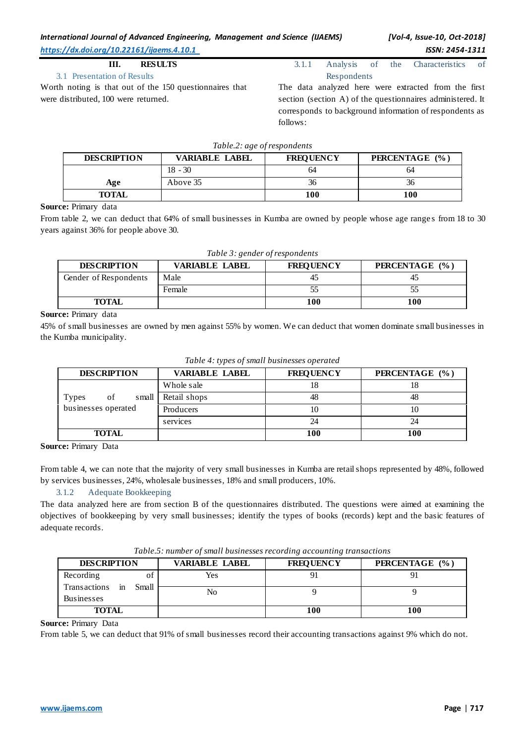## III. RESULTS

### 3.1 Presentation of Results

Worth noting is that out of the 150 questionnaires that were distributed, 100 were returned.

#### 3.1.1 Analysis of the Characteristics of Respondents

The data analyzed here were extracted from the first section (section A) of the questionnaires administered. It corresponds to background information of respondents as follows:

*Table.2: age of respondents*

| DESCRIPTION | VARIABLE LABEL | FREQUENCY | PERCENTAGE (%) |
|---|---|---|---|
| Age | 18 - 30 | 64 | 64 |
| | Above 35 | 36 | 36 |
| **TOTAL** | | **100** | **100** |

**Source:** Primary data

From table 2, we can deduct that 64% of small businesses in Kumba are owned by people whose age ranges from 18 to 30 years against 36% for people above 30.

*Table 3: gender of respondents*

| DESCRIPTION | VARIABLE LABEL | FREQUENCY | PERCENTAGE (%) |
|---|---|---|---|
| Gender of Respondents | Male | 45 | 45 |
| | Female | 55 | 55 |
| **TOTAL** | | **100** | **100** |

**Source:** Primary data

45% of small businesses are owned by men against 55% by women. We can deduct that women dominate small businesses in the Kumba municipality.

*Table 4: types of small businesses operated*

| DESCRIPTION | VARIABLE LABEL | FREQUENCY | PERCENTAGE (%) |
|---|---|---|---|
| Types of small businesses operated | Whole sale | 18 | 18 |
| | Retail shops | 48 | 48 |
| | Producers | 10 | 10 |
| | services | 24 | 24 |
| **TOTAL** | | **100** | **100** |

**Source:** Primary Data

From table 4, we can note that the majority of very small businesses in Kumba are retail shops represented by 48%, followed by services businesses, 24%, wholesale businesses, 18% and small producers, 10%.

#### 3.1.2 Adequate Bookkeeping

The data analyzed here are from section B of the questionnaires distributed. The questions were aimed at examining the objectives of bookkeeping by very small businesses; identify the types of books (records) kept and the basic features of adequate records.

*Table.5: number of small businesses recording accounting transactions*

| DESCRIPTION | VARIABLE LABEL | FREQUENCY | PERCENTAGE (%) |
|---|---|---|---|
| Recording of Transactions in Small Businesses | Yes | 91 | 91 |
| | No | 9 | 9 |
| **TOTAL** | | **100** | **100** |

**Source:** Primary Data

From table 5, we can deduct that 91% of small businesses record their accounting transactions against 9% which do not.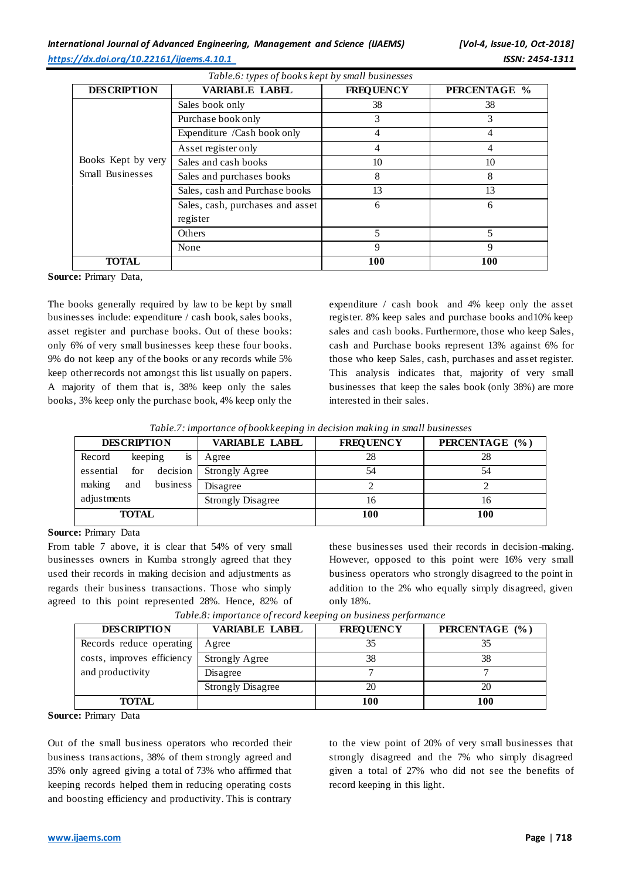*Table.6: types of books kept by small businesses*

| DESCRIPTION | VARIABLE LABEL | FREQUENCY | PERCENTAGE % |
|---|---|---|---|
| Books Kept by very Small Businesses | Sales book only | 38 | 38 |
| | Purchase book only | 3 | 3 |
| | Expenditure /Cash book only | 4 | 4 |
| | Asset register only | 4 | 4 |
| | Sales and cash books | 10 | 10 |
| | Sales and purchases books | 8 | 8 |
| | Sales, cash and Purchase books | 13 | 13 |
| | Sales, cash, purchases and asset register | 6 | 6 |
| | Others | 5 | 5 |
| | None | 9 | 9 |
| **TOTAL** | | **100** | **100** |

**Source:** Primary Data,

The books generally required by law to be kept by small businesses include: expenditure / cash book, sales books, asset register and purchase books. Out of these books: only 6% of very small businesses keep these four books. 9% do not keep any of the books or any records while 5% keep other records not amongst this list usually on papers. A majority of them that is, 38% keep only the sales books, 3% keep only the purchase book, 4% keep only the expenditure / cash book and 4% keep only the asset register. 8% keep sales and purchase books and10% keep sales and cash books. Furthermore, those who keep Sales, cash and Purchase books represent 13% against 6% for those who keep Sales, cash, purchases and asset register. This analysis indicates that, majority of very small businesses that keep the sales book (only 38%) are more interested in their sales.

*Table.7: importance of bookkeeping in decision making in small businesses*

| DESCRIPTION | VARIABLE LABEL | FREQUENCY | PERCENTAGE (%) |
|---|---|---|---|
| Record keeping is essential for decision making and business adjustments | Agree | 28 | 28 |
| | Strongly Agree | 54 | 54 |
| | Disagree | 2 | 2 |
| | Strongly Disagree | 16 | 16 |
| **TOTAL** | | **100** | **100** |

**Source:** Primary Data

From table 7 above, it is clear that 54% of very small businesses owners in Kumba strongly agreed that they used their records in making decision and adjustments as regards their business transactions. Those who simply agreed to this point represented 28%. Hence, 82% of these businesses used their records in decision-making. However, opposed to this point were 16% very small business operators who strongly disagreed to the point in addition to the 2% who equally simply disagreed, given only 18%.

*Table.8: importance of record keeping on business performance*

| DESCRIPTION | VARIABLE LABEL | FREQUENCY | PERCENTAGE (%) |
|---|---|---|---|
| Records reduce operating costs, improves efficiency and productivity | Agree | 35 | 35 |
| | Strongly Agree | 38 | 38 |
| | Disagree | 7 | 7 |
| | Strongly Disagree | 20 | 20 |
| **TOTAL** | | **100** | **100** |

**Source:** Primary Data

Out of the small business operators who recorded their business transactions, 38% of them strongly agreed and 35% only agreed giving a total of 73% who affirmed that keeping records helped them in reducing operating costs and boosting efficiency and productivity. This is contrary to the view point of 20% of very small businesses that strongly disagreed and the 7% who simply disagreed given a total of 27% who did not see the benefits of record keeping in this light.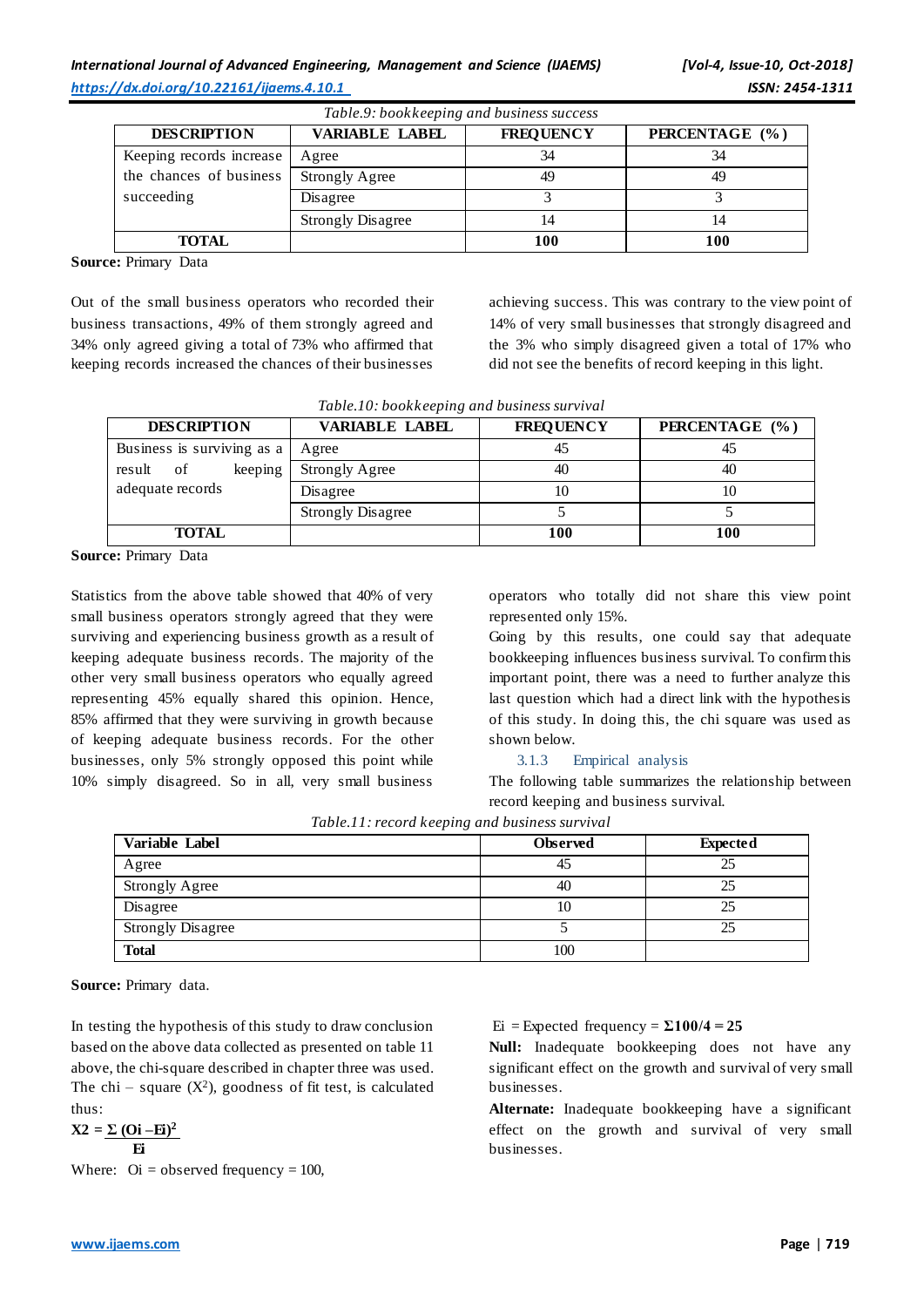*Table.9: bookkeeping and business success*

| DESCRIPTION | VARIABLE LABEL | FREQUENCY | PERCENTAGE (%) |
|---|---|---|---|
| Keeping records increase the chances of business succeeding | Agree | 34 | 34 |
| | Strongly Agree | 49 | 49 |
| | Disagree | 3 | 3 |
| | Strongly Disagree | 14 | 14 |
| **TOTAL** | | **100** | **100** |

**Source:** Primary Data

Out of the small business operators who recorded their business transactions, 49% of them strongly agreed and 34% only agreed giving a total of 73% who affirmed that keeping records increased the chances of their businesses achieving success. This was contrary to the view point of 14% of very small businesses that strongly disagreed and the 3% who simply disagreed given a total of 17% who did not see the benefits of record keeping in this light.

*Table.10: bookkeeping and business survival*

| DESCRIPTION | VARIABLE LABEL | FREQUENCY | PERCENTAGE (%) |
|---|---|---|---|
| Business is surviving as a result of keeping adequate records | Agree | 45 | 45 |
| | Strongly Agree | 40 | 40 |
| | Disagree | 10 | 10 |
| | Strongly Disagree | 5 | 5 |
| **TOTAL** | | **100** | **100** |

**Source:** Primary Data

Statistics from the above table showed that 40% of very small business operators strongly agreed that they were surviving and experiencing business growth as a result of keeping adequate business records. The majority of the other very small business operators who equally agreed representing 45% equally shared this opinion. Hence, 85% affirmed that they were surviving in growth because of keeping adequate business records. For the other businesses, only 5% strongly opposed this point while 10% simply disagreed. So in all, very small business operators who totally did not share this view point represented only 15%.

Going by this results, one could say that adequate bookkeeping influences business survival. To confirm this important point, there was a need to further analyze this last question which had a direct link with the hypothesis of this study. In doing this, the chi square was used as shown below.

### 3.1.3 Empirical analysis

The following table summarizes the relationship between record keeping and business survival.

*Table.11: record keeping and business survival*

| Variable Label | Observed | Expected |
|---|---|---|
| Agree | 45 | 25 |
| Strongly Agree | 40 | 25 |
| Disagree | 10 | 25 |
| Strongly Disagree | 5 | 25 |
| **Total** | 100 | |

**Source:** Primary data.

In testing the hypothesis of this study to draw conclusion based on the above data collected as presented on table 11 above, the chi-square described in chapter three was used. The chi – square ($X^2$), goodness of fit test, is calculated thus:

$$X2 = \frac{\Sigma (Oi - Ei)^2}{Ei}$$

Where: Oi = observed frequency = 100,

Ei = Expected frequency = $\mathbf{\Sigma 100/4 = 25}$

**Null:** Inadequate bookkeeping does not have any significant effect on the growth and survival of very small businesses.

**Alternate:** Inadequate bookkeeping have a significant effect on the growth and survival of very small businesses.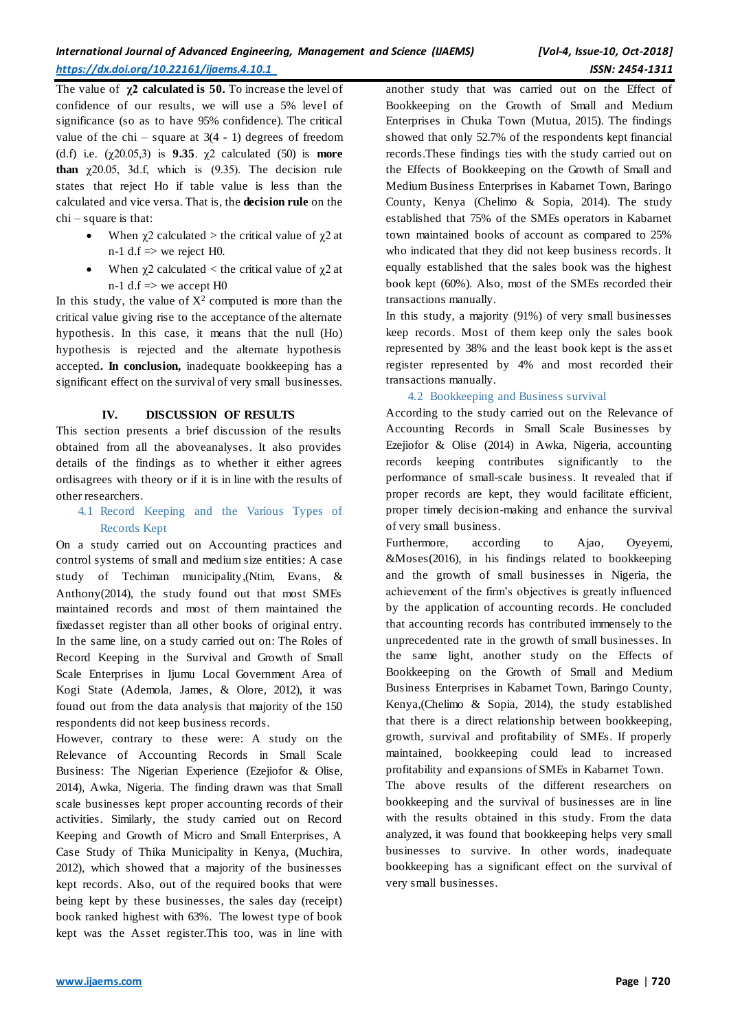The value of **$\chi 2$ calculated is 50.** To increase the level of confidence of our results, we will use a 5% level of significance (so as to have 95% confidence). The critical value of the chi – square at 3(4 - 1) degrees of freedom (d.f) i.e. ($\chi 20.05,3$) is **9.35**. $\chi 2$ calculated (50) is **more than** $\chi 20.05$, 3d.f, which is (9.35). The decision rule states that reject Ho if table value is less than the calculated and vice versa. That is, the **decision rule** on the chi – square is that:

- When $\chi 2$ calculated > the critical value of $\chi 2$ at n-1 d.f => we reject H0.
- When $\chi 2$ calculated < the critical value of $\chi 2$ at n-1 d.f => we accept H0

In this study, the value of $X^2$ computed is more than the critical value giving rise to the acceptance of the alternate hypothesis. In this case, it means that the null (Ho) hypothesis is rejected and the alternate hypothesis accepted**. In conclusion,** inadequate bookkeeping has a significant effect on the survival of very small businesses.

## IV. DISCUSSION OF RESULTS

This section presents a brief discussion of the results obtained from all the aboveanalyses. It also provides details of the findings as to whether it either agrees ordisagrees with theory or if it is in line with the results of other researchers.

### 4.1 Record Keeping and the Various Types of Records Kept

On a study carried out on Accounting practices and control systems of small and medium size entities: A case study of Techiman municipality,(Ntim, Evans, & Anthony(2014), the study found out that most SMEs maintained records and most of them maintained the fixedasset register than all other books of original entry. In the same line, on a study carried out on: The Roles of Record Keeping in the Survival and Growth of Small Scale Enterprises in Ijumu Local Government Area of Kogi State (Ademola, James, & Olore, 2012), it was found out from the data analysis that majority of the 150 respondents did not keep business records.

However, contrary to these were: A study on the Relevance of Accounting Records in Small Scale Business: The Nigerian Experience (Ezejiofor & Olise, 2014), Awka, Nigeria. The finding drawn was that Small scale businesses kept proper accounting records of their activities. Similarly, the study carried out on Record Keeping and Growth of Micro and Small Enterprises, A Case Study of Thika Municipality in Kenya, (Muchira, 2012), which showed that a majority of the businesses kept records. Also, out of the required books that were being kept by these businesses, the sales day (receipt) book ranked highest with 63%. The lowest type of book kept was the Asset register.This too, was in line with another study that was carried out on the Effect of Bookkeeping on the Growth of Small and Medium Enterprises in Chuka Town (Mutua, 2015). The findings showed that only 52.7% of the respondents kept financial records.These findings ties with the study carried out on the Effects of Bookkeeping on the Growth of Small and Medium Business Enterprises in Kabarnet Town, Baringo County, Kenya (Chelimo & Sopia, 2014). The study established that 75% of the SMEs operators in Kabarnet town maintained books of account as compared to 25% who indicated that they did not keep business records. It equally established that the sales book was the highest book kept (60%). Also, most of the SMEs recorded their transactions manually.

In this study, a majority (91%) of very small businesses keep records. Most of them keep only the sales book represented by 38% and the least book kept is the asset register represented by 4% and most recorded their transactions manually.

### 4.2 Bookkeeping and Business survival

According to the study carried out on the Relevance of Accounting Records in Small Scale Businesses by Ezejiofor & Olise (2014) in Awka, Nigeria, accounting records keeping contributes significantly to the performance of small-scale business. It revealed that if proper records are kept, they would facilitate efficient, proper timely decision-making and enhance the survival of very small business.

Furthermore, according to Ajao, Oyeyemi, &Moses(2016), in his findings related to bookkeeping and the growth of small businesses in Nigeria, the achievement of the firm's objectives is greatly influenced by the application of accounting records. He concluded that accounting records has contributed immensely to the unprecedented rate in the growth of small businesses. In the same light, another study on the Effects of Bookkeeping on the Growth of Small and Medium Business Enterprises in Kabarnet Town, Baringo County, Kenya,(Chelimo & Sopia, 2014), the study established that there is a direct relationship between bookkeeping, growth, survival and profitability of SMEs. If properly maintained, bookkeeping could lead to increased profitability and expansions of SMEs in Kabarnet Town.

The above results of the different researchers on bookkeeping and the survival of businesses are in line with the results obtained in this study. From the data analyzed, it was found that bookkeeping helps very small businesses to survive. In other words, inadequate bookkeeping has a significant effect on the survival of very small businesses.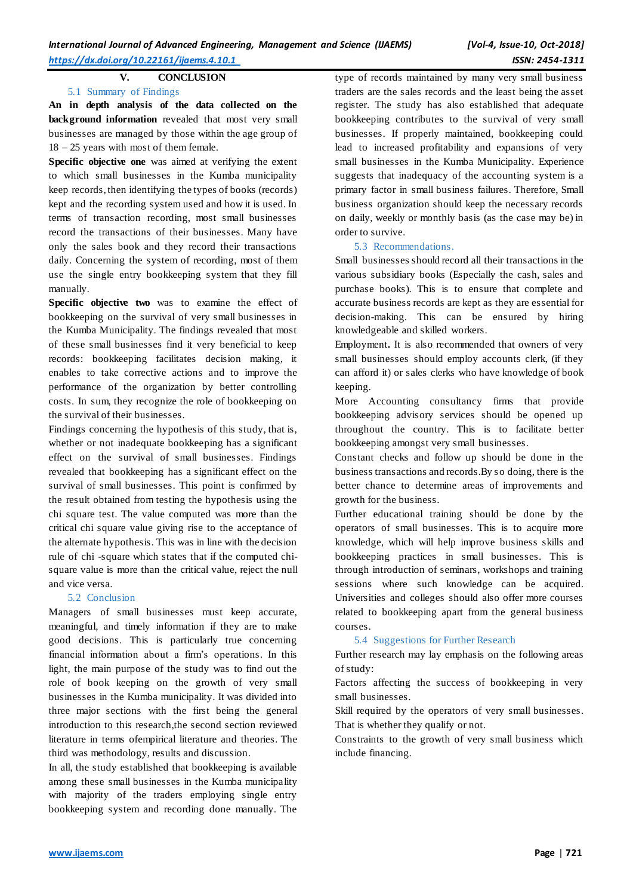## V. CONCLUSION

### 5.1 Summary of Findings

**An in depth analysis of the data collected on the background information** revealed that most very small businesses are managed by those within the age group of 18 – 25 years with most of them female.

**Specific objective one** was aimed at verifying the extent to which small businesses in the Kumba municipality keep records, then identifying the types of books (records) kept and the recording system used and how it is used. In terms of transaction recording, most small businesses record the transactions of their businesses. Many have only the sales book and they record their transactions daily. Concerning the system of recording, most of them use the single entry bookkeeping system that they fill manually.

**Specific objective two** was to examine the effect of bookkeeping on the survival of very small businesses in the Kumba Municipality. The findings revealed that most of these small businesses find it very beneficial to keep records: bookkeeping facilitates decision making, it enables to take corrective actions and to improve the performance of the organization by better controlling costs. In sum, they recognize the role of bookkeeping on the survival of their businesses.

Findings concerning the hypothesis of this study, that is, whether or not inadequate bookkeeping has a significant effect on the survival of small businesses. Findings revealed that bookkeeping has a significant effect on the survival of small businesses. This point is confirmed by the result obtained from testing the hypothesis using the chi square test. The value computed was more than the critical chi square value giving rise to the acceptance of the alternate hypothesis. This was in line with the decision rule of chi -square which states that if the computed chi-square value is more than the critical value, reject the null and vice versa.

### 5.2 Conclusion

Managers of small businesses must keep accurate, meaningful, and timely information if they are to make good decisions. This is particularly true concerning financial information about a firm's operations. In this light, the main purpose of the study was to find out the role of book keeping on the growth of very small businesses in the Kumba municipality. It was divided into three major sections with the first being the general introduction to this research,the second section reviewed literature in terms ofempirical literature and theories. The third was methodology, results and discussion.

In all, the study established that bookkeeping is available among these small businesses in the Kumba municipality with majority of the traders employing single entry bookkeeping system and recording done manually. The type of records maintained by many very small business traders are the sales records and the least being the asset register. The study has also established that adequate bookkeeping contributes to the survival of very small businesses. If properly maintained, bookkeeping could lead to increased profitability and expansions of very small businesses in the Kumba Municipality. Experience suggests that inadequacy of the accounting system is a primary factor in small business failures. Therefore, Small business organization should keep the necessary records on daily, weekly or monthly basis (as the case may be) in order to survive.

### 5.3 Recommendations.

Small businesses should record all their transactions in the various subsidiary books (Especially the cash, sales and purchase books). This is to ensure that complete and accurate business records are kept as they are essential for decision-making. This can be ensured by hiring knowledgeable and skilled workers.

Employment**.** It is also recommended that owners of very small businesses should employ accounts clerk, (if they can afford it) or sales clerks who have knowledge of book keeping.

More Accounting consultancy firms that provide bookkeeping advisory services should be opened up throughout the country. This is to facilitate better bookkeeping amongst very small businesses.

Constant checks and follow up should be done in the business transactions and records.By so doing, there is the better chance to determine areas of improvements and growth for the business.

Further educational training should be done by the operators of small businesses. This is to acquire more knowledge, which will help improve business skills and bookkeeping practices in small businesses. This is through introduction of seminars, workshops and training sessions where such knowledge can be acquired. Universities and colleges should also offer more courses related to bookkeeping apart from the general business courses.

### 5.4 Suggestions for Further Research

Further research may lay emphasis on the following areas of study:

Factors affecting the success of bookkeeping in very small businesses.

Skill required by the operators of very small businesses. That is whether they qualify or not.

Constraints to the growth of very small business which include financing.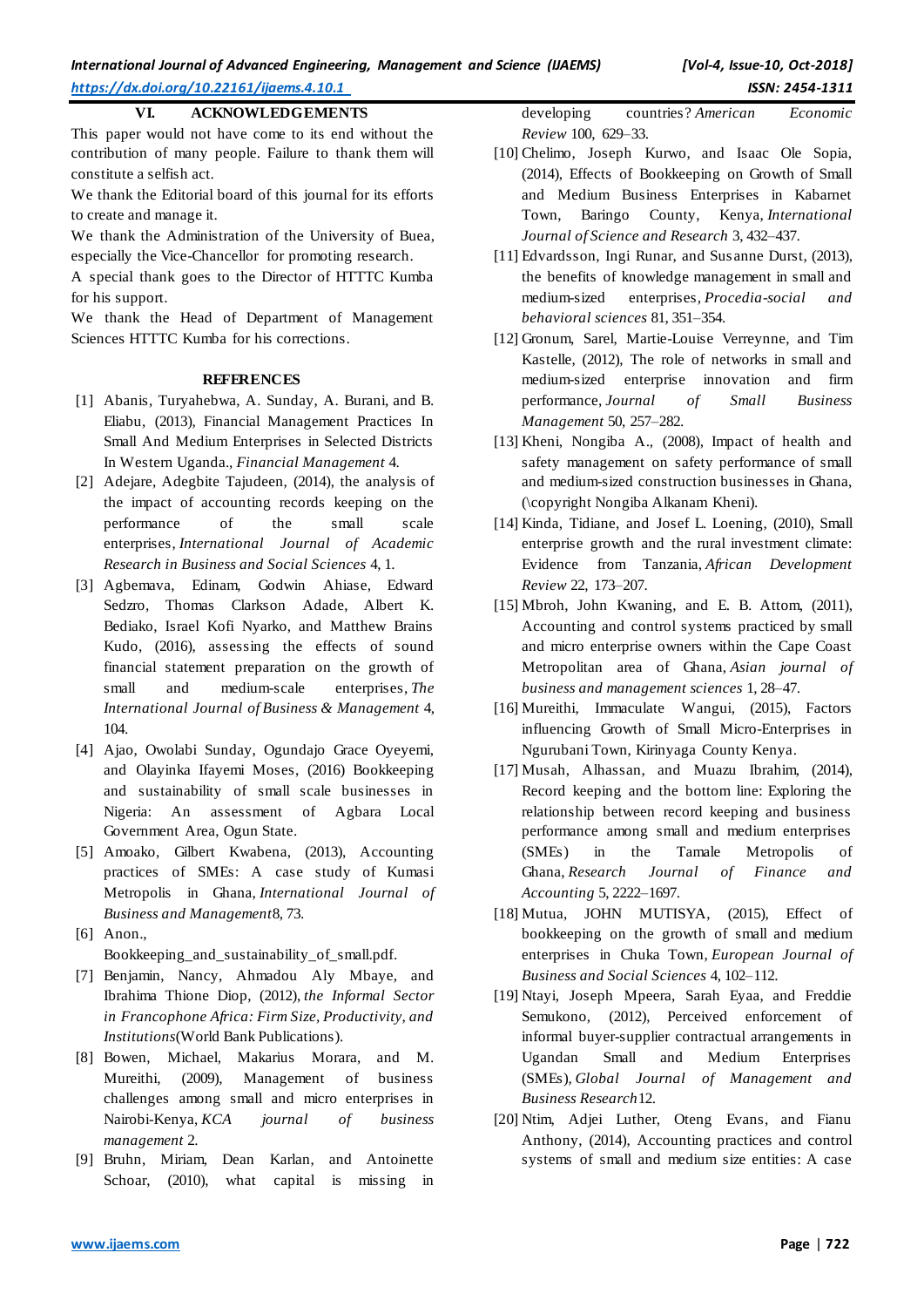## VI. ACKNOWLEDGEMENTS

This paper would not have come to its end without the contribution of many people. Failure to thank them will constitute a selfish act.

We thank the Editorial board of this journal for its efforts to create and manage it.

We thank the Administration of the University of Buea, especially the Vice-Chancellor for promoting research.

A special thank goes to the Director of HTTTC Kumba for his support.

We thank the Head of Department of Management Sciences HTTTC Kumba for his corrections.

## REFERENCES

[1] Abanis, Turyahebwa, A. Sunday, A. Burani, and B. Eliabu, (2013), Financial Management Practices In Small And Medium Enterprises in Selected Districts In Western Uganda., *Financial Management* 4.

[2] Adejare, Adegbite Tajudeen, (2014), the analysis of the impact of accounting records keeping on the performance of the small scale enterprises, *International Journal of Academic Research in Business and Social Sciences* 4, 1.

[3] Agbemava, Edinam, Godwin Ahiase, Edward Sedzro, Thomas Clarkson Adade, Albert K. Bediako, Israel Kofi Nyarko, and Matthew Brains Kudo, (2016), assessing the effects of sound financial statement preparation on the growth of small and medium-scale enterprises, *The International Journal of Business & Management* 4, 104.

[4] Ajao, Owolabi Sunday, Ogundajo Grace Oyeyemi, and Olayinka Ifayemi Moses, (2016) Bookkeeping and sustainability of small scale businesses in Nigeria: An assessment of Agbara Local Government Area, Ogun State.

[5] Amoako, Gilbert Kwabena, (2013), Accounting practices of SMEs: A case study of Kumasi Metropolis in Ghana, *International Journal of Business and Management*8, 73.

[6] Anon., Bookkeeping_and_sustainability_of_small.pdf.

[7] Benjamin, Nancy, Ahmadou Aly Mbaye, and Ibrahima Thione Diop, (2012), *the Informal Sector in Francophone Africa: Firm Size, Productivity, and Institutions*(World Bank Publications).

[8] Bowen, Michael, Makarius Morara, and M. Mureithi, (2009), Management of business challenges among small and micro enterprises in Nairobi-Kenya, *KCA journal of business management* 2.

[9] Bruhn, Miriam, Dean Karlan, and Antoinette Schoar, (2010), what capital is missing in developing countries? *American Economic Review* 100, 629–33.

[10] Chelimo, Joseph Kurwo, and Isaac Ole Sopia, (2014), Effects of Bookkeeping on Growth of Small and Medium Business Enterprises in Kabarnet Town, Baringo County, Kenya, *International Journal of Science and Research* 3, 432–437.

[11] Edvardsson, Ingi Runar, and Susanne Durst, (2013), the benefits of knowledge management in small and medium-sized enterprises, *Procedia-social and behavioral sciences* 81, 351–354.

[12] Gronum, Sarel, Martie-Louise Verreynne, and Tim Kastelle, (2012), The role of networks in small and medium-sized enterprise innovation and firm performance, *Journal of Small Business Management* 50, 257–282.

[13] Kheni, Nongiba A., (2008), Impact of health and safety management on safety performance of small and medium-sized construction businesses in Ghana, (\copyright Nongiba Alkanam Kheni).

[14] Kinda, Tidiane, and Josef L. Loening, (2010), Small enterprise growth and the rural investment climate: Evidence from Tanzania, *African Development Review* 22, 173–207.

[15] Mbroh, John Kwaning, and E. B. Attom, (2011), Accounting and control systems practiced by small and micro enterprise owners within the Cape Coast Metropolitan area of Ghana, *Asian journal of business and management sciences* 1, 28–47.

[16] Mureithi, Immaculate Wangui, (2015), Factors influencing Growth of Small Micro-Enterprises in Ngurubani Town, Kirinyaga County Kenya.

[17] Musah, Alhassan, and Muazu Ibrahim, (2014), Record keeping and the bottom line: Exploring the relationship between record keeping and business performance among small and medium enterprises (SMEs) in the Tamale Metropolis of Ghana, *Research Journal of Finance and Accounting* 5, 2222–1697.

[18] Mutua, JOHN MUTISYA, (2015), Effect of bookkeeping on the growth of small and medium enterprises in Chuka Town, *European Journal of Business and Social Sciences* 4, 102–112.

[19] Ntayi, Joseph Mpeera, Sarah Eyaa, and Freddie Semukono, (2012), Perceived enforcement of informal buyer-supplier contractual arrangements in Ugandan Small and Medium Enterprises (SMEs), *Global Journal of Management and Business Research*12.

[20] Ntim, Adjei Luther, Oteng Evans, and Fianu Anthony, (2014), Accounting practices and control systems of small and medium size entities: A case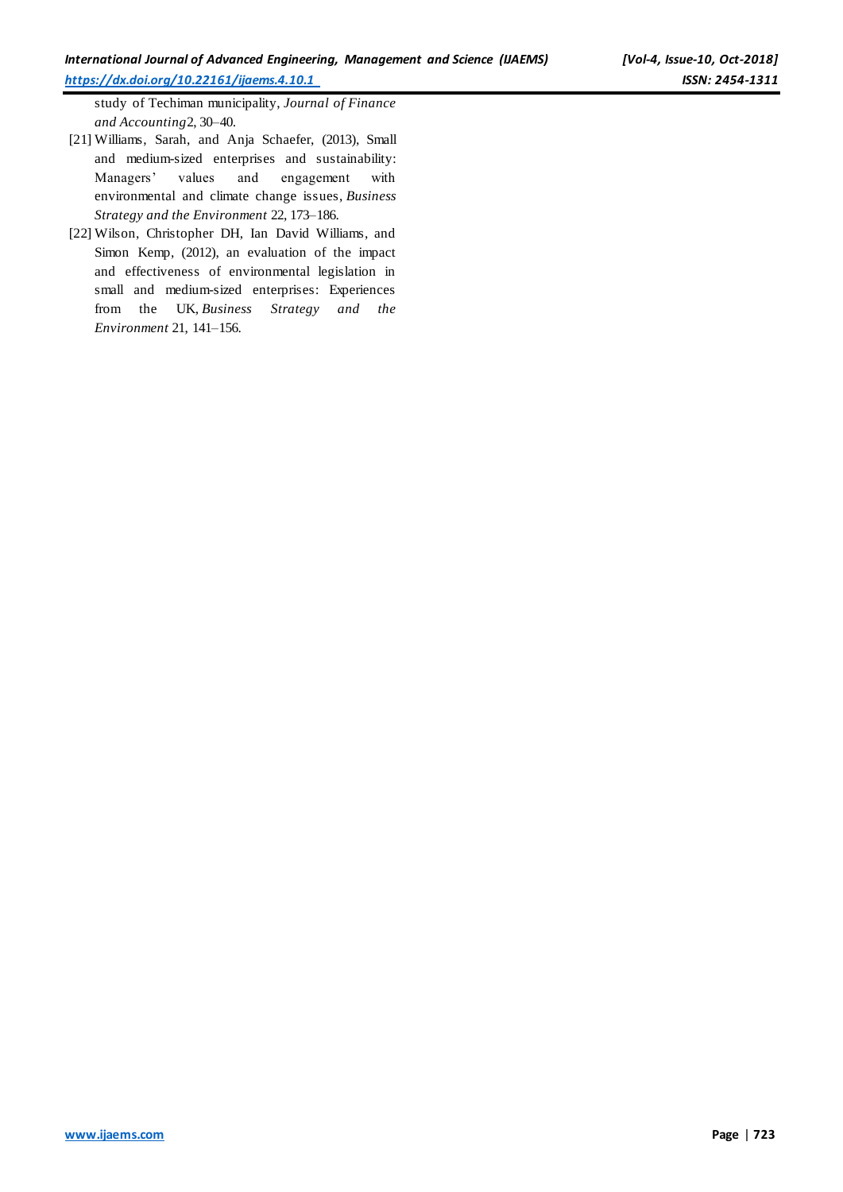study of Techiman municipality, *Journal of Finance and Accounting*2, 30–40.

[21] Williams, Sarah, and Anja Schaefer, (2013), Small and medium-sized enterprises and sustainability: Managers' values and engagement with environmental and climate change issues, *Business Strategy and the Environment* 22, 173–186.

[22] Wilson, Christopher DH, Ian David Williams, and Simon Kemp, (2012), an evaluation of the impact and effectiveness of environmental legislation in small and medium-sized enterprises: Experiences from the UK, *Business Strategy and the Environment* 21, 141–156.